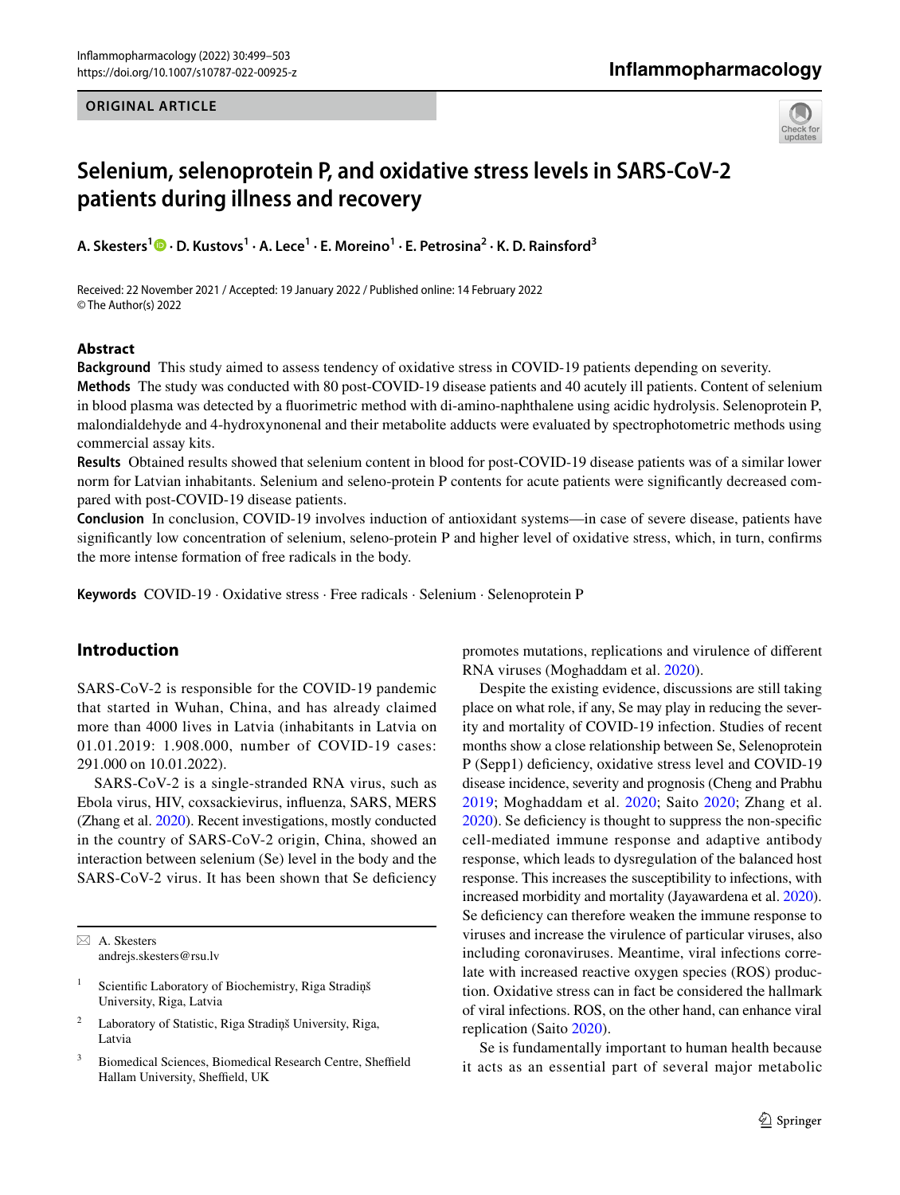ORIGINAL ARTICLE

# Selenium, selenoprotein P, and oxidative stress levels in SARS-CoV-2 patients during illness and recovery

**A. Skesters[1] · D. Kustovs[1] · A. Lece[1] · E. Moreino[1] · E. Petrosina[2] · K. D. Rainsford[3]**

Received: 22 November 2021 / Accepted: 19 January 2022 / Published online: 14 February 2022
© The Author(s) 2022

## Abstract

**Background** This study aimed to assess tendency of oxidative stress in COVID-19 patients depending on severity.

**Methods** The study was conducted with 80 post-COVID-19 disease patients and 40 acutely ill patients. Content of selenium in blood plasma was detected by a fluorimetric method with di-amino-naphthalene using acidic hydrolysis. Selenoprotein P, malondialdehyde and 4-hydroxynonenal and their metabolite adducts were evaluated by spectrophotometric methods using commercial assay kits.

**Results** Obtained results showed that selenium content in blood for post-COVID-19 disease patients was of a similar lower norm for Latvian inhabitants. Selenium and seleno-protein P contents for acute patients were significantly decreased compared with post-COVID-19 disease patients.

**Conclusion** In conclusion, COVID-19 involves induction of antioxidant systems—in case of severe disease, patients have significantly low concentration of selenium, seleno-protein P and higher level of oxidative stress, which, in turn, confirms the more intense formation of free radicals in the body.

**Keywords** COVID-19 · Oxidative stress · Free radicals · Selenium · Selenoprotein P

## Introduction

SARS-CoV-2 is responsible for the COVID-19 pandemic that started in Wuhan, China, and has already claimed more than 4000 lives in Latvia (inhabitants in Latvia on 01.01.2019: 1.908.000, number of COVID-19 cases: 291.000 on 10.01.2022).

SARS-CoV-2 is a single-stranded RNA virus, such as Ebola virus, HIV, coxsackievirus, influenza, SARS, MERS (Zhang et al. 2020). Recent investigations, mostly conducted in the country of SARS-CoV-2 origin, China, showed an interaction between selenium (Se) level in the body and the SARS-CoV-2 virus. It has been shown that Se deficiency promotes mutations, replications and virulence of different RNA viruses (Moghaddam et al. 2020).

Despite the existing evidence, discussions are still taking place on what role, if any, Se may play in reducing the severity and mortality of COVID-19 infection. Studies of recent months show a close relationship between Se, Selenoprotein P (Sepp1) deficiency, oxidative stress level and COVID-19 disease incidence, severity and prognosis (Cheng and Prabhu 2019; Moghaddam et al. 2020; Saito 2020; Zhang et al. 2020). Se deficiency is thought to suppress the non-specific cell-mediated immune response and adaptive antibody response, which leads to dysregulation of the balanced host response. This increases the susceptibility to infections, with increased morbidity and mortality (Jayawardena et al. 2020). Se deficiency can therefore weaken the immune response to viruses and increase the virulence of particular viruses, also including coronaviruses. Meantime, viral infections correlate with increased reactive oxygen species (ROS) production. Oxidative stress can in fact be considered the hallmark of viral infections. ROS, on the other hand, can enhance viral replication (Saito 2020).

Se is fundamentally important to human health because it acts as an essential part of several major metabolic

---

✉ A. Skesters
andrejs.skesters@rsu.lv

[1] Scientific Laboratory of Biochemistry, Riga Stradiņš University, Riga, Latvia

[2] Laboratory of Statistic, Riga Stradiņš University, Riga, Latvia

[3] Biomedical Sciences, Biomedical Research Centre, Sheffield Hallam University, Sheffield, UK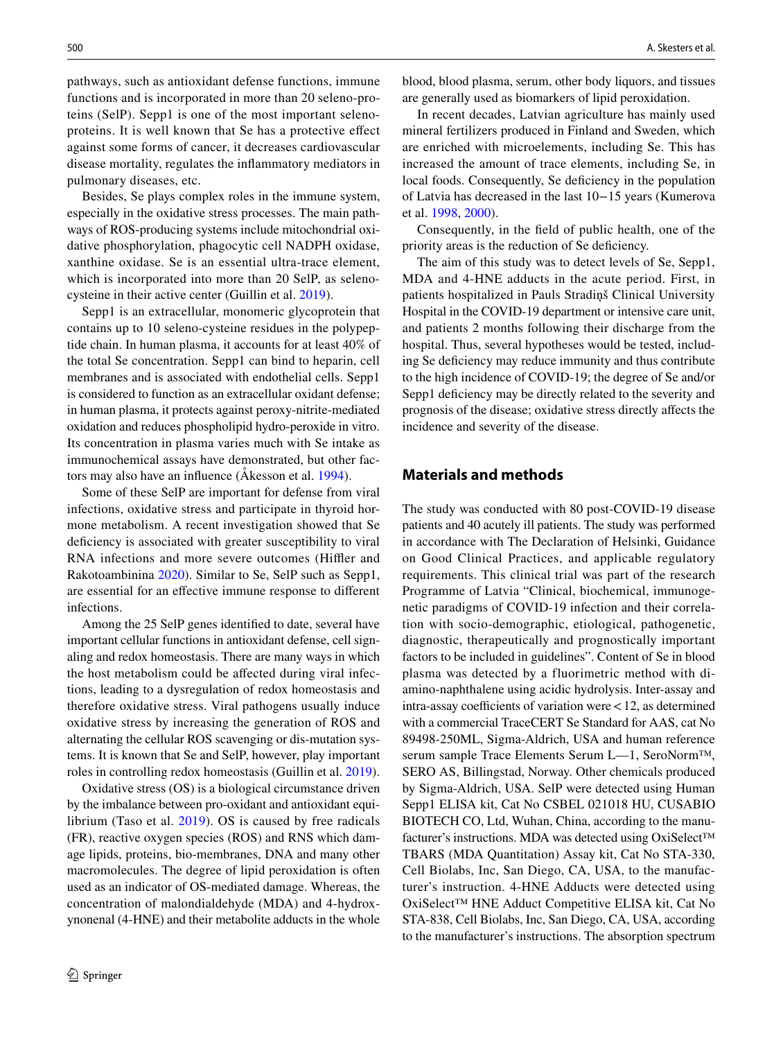pathways, such as antioxidant defense functions, immune functions and is incorporated in more than 20 seleno-proteins (SelP). Sepp1 is one of the most important selenoproteins. It is well known that Se has a protective effect against some forms of cancer, it decreases cardiovascular disease mortality, regulates the inflammatory mediators in pulmonary diseases, etc.

Besides, Se plays complex roles in the immune system, especially in the oxidative stress processes. The main pathways of ROS-producing systems include mitochondrial oxidative phosphorylation, phagocytic cell NADPH oxidase, xanthine oxidase. Se is an essential ultra-trace element, which is incorporated into more than 20 SelP, as selenocysteine in their active center (Guillin et al. 2019).

Sepp1 is an extracellular, monomeric glycoprotein that contains up to 10 seleno-cysteine residues in the polypeptide chain. In human plasma, it accounts for at least 40% of the total Se concentration. Sepp1 can bind to heparin, cell membranes and is associated with endothelial cells. Sepp1 is considered to function as an extracellular oxidant defense; in human plasma, it protects against peroxy-nitrite-mediated oxidation and reduces phospholipid hydro-peroxide in vitro. Its concentration in plasma varies much with Se intake as immunochemical assays have demonstrated, but other factors may also have an influence (Åkesson et al. 1994).

Some of these SelP are important for defense from viral infections, oxidative stress and participate in thyroid hormone metabolism. A recent investigation showed that Se deficiency is associated with greater susceptibility to viral RNA infections and more severe outcomes (Hiffler and Rakotoambinina 2020). Similar to Se, SelP such as Sepp1, are essential for an effective immune response to different infections.

Among the 25 SelP genes identified to date, several have important cellular functions in antioxidant defense, cell signaling and redox homeostasis. There are many ways in which the host metabolism could be affected during viral infections, leading to a dysregulation of redox homeostasis and therefore oxidative stress. Viral pathogens usually induce oxidative stress by increasing the generation of ROS and alternating the cellular ROS scavenging or dis-mutation systems. It is known that Se and SelP, however, play important roles in controlling redox homeostasis (Guillin et al. 2019).

Oxidative stress (OS) is a biological circumstance driven by the imbalance between pro-oxidant and antioxidant equilibrium (Taso et al. 2019). OS is caused by free radicals (FR), reactive oxygen species (ROS) and RNS which damage lipids, proteins, bio-membranes, DNA and many other macromolecules. The degree of lipid peroxidation is often used as an indicator of OS-mediated damage. Whereas, the concentration of malondialdehyde (MDA) and 4-hydroxynonenal (4-HNE) and their metabolite adducts in the whole blood, blood plasma, serum, other body liquors, and tissues are generally used as biomarkers of lipid peroxidation.

In recent decades, Latvian agriculture has mainly used mineral fertilizers produced in Finland and Sweden, which are enriched with microelements, including Se. This has increased the amount of trace elements, including Se, in local foods. Consequently, Se deficiency in the population of Latvia has decreased in the last 10−15 years (Kumerova et al. 1998, 2000).

Consequently, in the field of public health, one of the priority areas is the reduction of Se deficiency.

The aim of this study was to detect levels of Se, Sepp1, MDA and 4-HNE adducts in the acute period. First, in patients hospitalized in Pauls Stradiņš Clinical University Hospital in the COVID-19 department or intensive care unit, and patients 2 months following their discharge from the hospital. Thus, several hypotheses would be tested, including Se deficiency may reduce immunity and thus contribute to the high incidence of COVID-19; the degree of Se and/or Sepp1 deficiency may be directly related to the severity and prognosis of the disease; oxidative stress directly affects the incidence and severity of the disease.

## Materials and methods

The study was conducted with 80 post-COVID-19 disease patients and 40 acutely ill patients. The study was performed in accordance with The Declaration of Helsinki, Guidance on Good Clinical Practices, and applicable regulatory requirements. This clinical trial was part of the research Programme of Latvia "Clinical, biochemical, immunogenetic paradigms of COVID-19 infection and their correlation with socio-demographic, etiological, pathogenetic, diagnostic, therapeutically and prognostically important factors to be included in guidelines". Content of Se in blood plasma was detected by a fluorimetric method with di-amino-naphthalene using acidic hydrolysis. Inter-assay and intra-assay coefficients of variation were < 12, as determined with a commercial TraceCERT Se Standard for AAS, cat No 89498-250ML, Sigma-Aldrich, USA and human reference serum sample Trace Elements Serum L—1, SeroNorm™, SERO AS, Billingstad, Norway. Other chemicals produced by Sigma-Aldrich, USA. SelP were detected using Human Sepp1 ELISA kit, Cat No CSBEL 021018 HU, CUSABIO BIOTECH CO, Ltd, Wuhan, China, according to the manufacturer's instructions. MDA was detected using OxiSelect™ TBARS (MDA Quantitation) Assay kit, Cat No STA-330, Cell Biolabs, Inc, San Diego, CA, USA, to the manufacturer's instruction. 4-HNE Adducts were detected using OxiSelect™ HNE Adduct Competitive ELISA kit, Cat No STA-838, Cell Biolabs, Inc, San Diego, CA, USA, according to the manufacturer's instructions. The absorption spectrum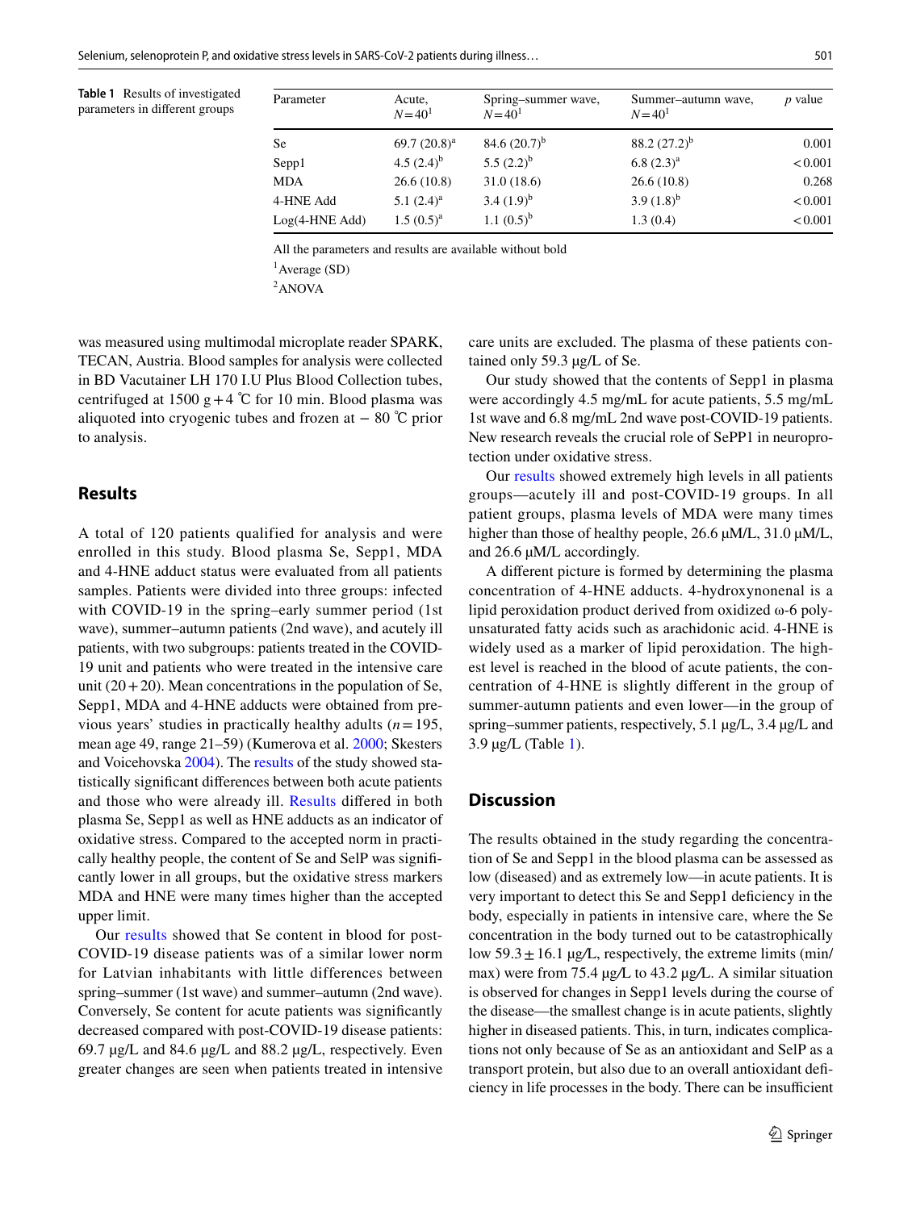**Table 1** Results of investigated parameters in different groups

| Parameter | Acute, $N = 40$[1] | Spring–summer wave, $N = 40$[1] | Summer–autumn wave, $N = 40$[1] | *p* value |
|---|---|---|---|---|
| Se | 69.7 (20.8)[a] | 84.6 (20.7)[b] | 88.2 (27.2)[b] | 0.001 |
| Sepp1 | 4.5 (2.4)[b] | 5.5 (2.2)[b] | 6.8 (2.3)[a] | < 0.001 |
| MDA | 26.6 (10.8) | 31.0 (18.6) | 26.6 (10.8) | 0.268 |
| 4-HNE Add | 5.1 (2.4)[a] | 3.4 (1.9)[b] | 3.9 (1.8)[b] | < 0.001 |
| Log(4-HNE Add) | 1.5 (0.5)[a] | 1.1 (0.5)[b] | 1.3 (0.4) | < 0.001 |

All the parameters and results are available without bold

[1]Average (SD)

[2]ANOVA

was measured using multimodal microplate reader SPARK, TECAN, Austria. Blood samples for analysis were collected in BD Vacutainer LH 170 I.U Plus Blood Collection tubes, centrifuged at 1500 g + 4 ℃ for 10 min. Blood plasma was aliquoted into cryogenic tubes and frozen at − 80 ℃ prior to analysis.

## Results

A total of 120 patients qualified for analysis and were enrolled in this study. Blood plasma Se, Sepp1, MDA and 4-HNE adduct status were evaluated from all patients samples. Patients were divided into three groups: infected with COVID-19 in the spring–early summer period (1st wave), summer–autumn patients (2nd wave), and acutely ill patients, with two subgroups: patients treated in the COVID-19 unit and patients who were treated in the intensive care unit (20 + 20). Mean concentrations in the population of Se, Sepp1, MDA and 4-HNE adducts were obtained from previous years' studies in practically healthy adults ($n = 195$, mean age 49, range 21–59) (Kumerova et al. 2000; Skesters and Voicehovska 2004). The results of the study showed statistically significant differences between both acute patients and those who were already ill. Results differed in both plasma Se, Sepp1 as well as HNE adducts as an indicator of oxidative stress. Compared to the accepted norm in practically healthy people, the content of Se and SelP was significantly lower in all groups, but the oxidative stress markers MDA and HNE were many times higher than the accepted upper limit.

Our results showed that Se content in blood for post-COVID-19 disease patients was of a similar lower norm for Latvian inhabitants with little differences between spring–summer (1st wave) and summer–autumn (2nd wave). Conversely, Se content for acute patients was significantly decreased compared with post-COVID-19 disease patients: 69.7 µg/L and 84.6 µg/L and 88.2 µg/L, respectively. Even greater changes are seen when patients treated in intensive care units are excluded. The plasma of these patients contained only 59.3 µg/L of Se.

Our study showed that the contents of Sepp1 in plasma were accordingly 4.5 mg/mL for acute patients, 5.5 mg/mL 1st wave and 6.8 mg/mL 2nd wave post-COVID-19 patients. New research reveals the crucial role of SePP1 in neuroprotection under oxidative stress.

Our results showed extremely high levels in all patients groups—acutely ill and post-COVID-19 groups. In all patient groups, plasma levels of MDA were many times higher than those of healthy people, 26.6 µM/L, 31.0 µM/L, and 26.6 µM/L accordingly.

A different picture is formed by determining the plasma concentration of 4-HNE adducts. 4-hydroxynonenal is a lipid peroxidation product derived from oxidized ω-6 polyunsaturated fatty acids such as arachidonic acid. 4-HNE is widely used as a marker of lipid peroxidation. The highest level is reached in the blood of acute patients, the concentration of 4-HNE is slightly different in the group of summer-autumn patients and even lower—in the group of spring–summer patients, respectively, 5.1 µg/L, 3.4 µg/L and 3.9 µg/L (Table 1).

## Discussion

The results obtained in the study regarding the concentration of Se and Sepp1 in the blood plasma can be assessed as low (diseased) and as extremely low—in acute patients. It is very important to detect this Se and Sepp1 deficiency in the body, especially in patients in intensive care, where the Se concentration in the body turned out to be catastrophically low 59.3 ± 16.1 µg/L, respectively, the extreme limits (min/max) were from 75.4 µg/L to 43.2 µg/L. A similar situation is observed for changes in Sepp1 levels during the course of the disease—the smallest change is in acute patients, slightly higher in diseased patients. This, in turn, indicates complications not only because of Se as an antioxidant and SelP as a transport protein, but also due to an overall antioxidant deficiency in life processes in the body. There can be insufficient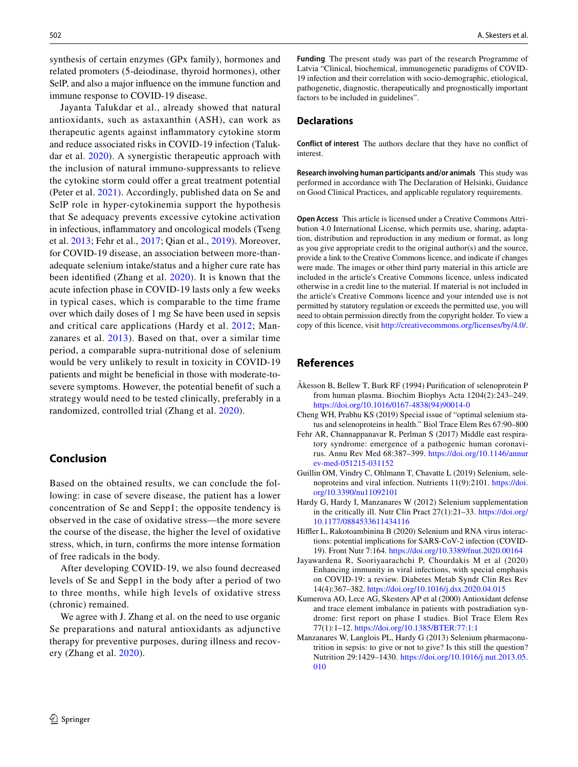synthesis of certain enzymes (GPx family), hormones and related promoters (5-deiodinase, thyroid hormones), other SelP, and also a major influence on the immune function and immune response to COVID-19 disease.

Jayanta Talukdar et al., already showed that natural antioxidants, such as astaxanthin (ASH), can work as therapeutic agents against inflammatory cytokine storm and reduce associated risks in COVID-19 infection (Talukdar et al. 2020). A synergistic therapeutic approach with the inclusion of natural immuno-suppressants to relieve the cytokine storm could offer a great treatment potential (Peter et al. 2021). Accordingly, published data on Se and SelP role in hyper-cytokinemia support the hypothesis that Se adequacy prevents excessive cytokine activation in infectious, inflammatory and oncological models (Tseng et al. 2013; Fehr et al., 2017; Qian et al., 2019). Moreover, for COVID-19 disease, an association between more-than-adequate selenium intake/status and a higher cure rate has been identified (Zhang et al. 2020). It is known that the acute infection phase in COVID-19 lasts only a few weeks in typical cases, which is comparable to the time frame over which daily doses of 1 mg Se have been used in sepsis and critical care applications (Hardy et al. 2012; Manzanares et al. 2013). Based on that, over a similar time period, a comparable supra-nutritional dose of selenium would be very unlikely to result in toxicity in COVID-19 patients and might be beneficial in those with moderate-to-severe symptoms. However, the potential benefit of such a strategy would need to be tested clinically, preferably in a randomized, controlled trial (Zhang et al. 2020).

## Conclusion

Based on the obtained results, we can conclude the following: in case of severe disease, the patient has a lower concentration of Se and Sepp1; the opposite tendency is observed in the case of oxidative stress—the more severe the course of the disease, the higher the level of oxidative stress, which, in turn, confirms the more intense formation of free radicals in the body.

After developing COVID-19, we also found decreased levels of Se and Sepp1 in the body after a period of two to three months, while high levels of oxidative stress (chronic) remained.

We agree with J. Zhang et al. on the need to use organic Se preparations and natural antioxidants as adjunctive therapy for preventive purposes, during illness and recovery (Zhang et al. 2020).

**Funding** The present study was part of the research Programme of Latvia "Clinical, biochemical, immunogenetic paradigms of COVID-19 infection and their correlation with socio-demographic, etiological, pathogenetic, diagnostic, therapeutically and prognostically important factors to be included in guidelines".

## Declarations

**Conflict of interest** The authors declare that they have no conflict of interest.

**Research involving human participants and/or animals** This study was performed in accordance with The Declaration of Helsinki, Guidance on Good Clinical Practices, and applicable regulatory requirements.

**Open Access** This article is licensed under a Creative Commons Attribution 4.0 International License, which permits use, sharing, adaptation, distribution and reproduction in any medium or format, as long as you give appropriate credit to the original author(s) and the source, provide a link to the Creative Commons licence, and indicate if changes were made. The images or other third party material in this article are included in the article's Creative Commons licence, unless indicated otherwise in a credit line to the material. If material is not included in the article's Creative Commons licence and your intended use is not permitted by statutory regulation or exceeds the permitted use, you will need to obtain permission directly from the copyright holder. To view a copy of this licence, visit http://creativecommons.org/licenses/by/4.0/.

## References

Åkesson B, Bellew T, Burk RF (1994) Purification of selenoprotein P from human plasma. Biochim Biophys Acta 1204(2):243–249. https://doi.org/10.1016/0167-4838(94)90014-0

Cheng WH, Prabhu KS (2019) Special issue of "optimal selenium status and selenoproteins in health." Biol Trace Elem Res 67:90–800

Fehr AR, Channappanavar R, Perlman S (2017) Middle east respiratory syndrome: emergence of a pathogenic human coronavirus. Annu Rev Med 68:387–399. https://doi.org/10.1146/annurev-med-051215-031152

Guillin OM, Vindry C, Ohlmann T, Chavatte L (2019) Selenium, selenoproteins and viral infection. Nutrients 11(9):2101. https://doi.org/10.3390/nu11092101

Hardy G, Hardy I, Manzanares W (2012) Selenium supplementation in the critically ill. Nutr Clin Pract 27(1):21–33. https://doi.org/10.1177/0884533611434116

Hiffler L, Rakotoambinina B (2020) Selenium and RNA virus interactions: potential implications for SARS-CoV-2 infection (COVID-19). Front Nutr 7:164. https://doi.org/10.3389/fnut.2020.00164

Jayawardena R, Sooriyaarachchi P, Chourdakis M et al (2020) Enhancing immunity in viral infections, with special emphasis on COVID-19: a review. Diabetes Metab Syndr Clin Res Rev 14(4):367–382. https://doi.org/10.1016/j.dsx.2020.04.015

Kumerova AO, Lece AG, Skesters AP et al (2000) Antioxidant defense and trace element imbalance in patients with postradiation syndrome: first report on phase I studies. Biol Trace Elem Res 77(1):1–12. https://doi.org/10.1385/BTER:77:1:1

Manzanares W, Langlois PL, Hardy G (2013) Selenium pharmaconutrition in sepsis: to give or not to give? Is this still the question? Nutrition 29:1429–1430. https://doi.org/10.1016/j.nut.2013.05.010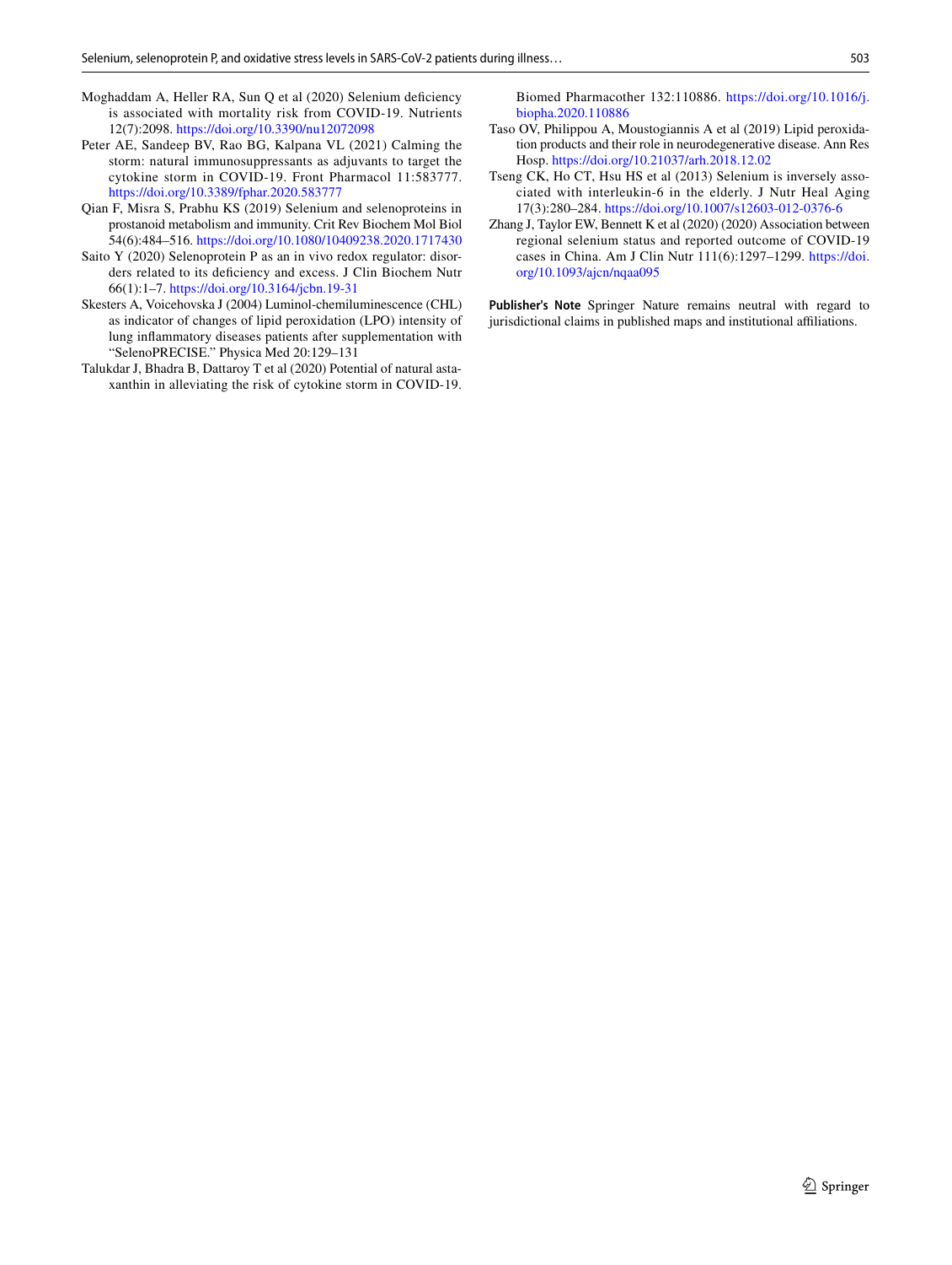Moghaddam A, Heller RA, Sun Q et al (2020) Selenium deficiency is associated with mortality risk from COVID-19. Nutrients 12(7):2098. https://doi.org/10.3390/nu12072098

Peter AE, Sandeep BV, Rao BG, Kalpana VL (2021) Calming the storm: natural immunosuppressants as adjuvants to target the cytokine storm in COVID-19. Front Pharmacol 11:583777. https://doi.org/10.3389/fphar.2020.583777

Qian F, Misra S, Prabhu KS (2019) Selenium and selenoproteins in prostanoid metabolism and immunity. Crit Rev Biochem Mol Biol 54(6):484–516. https://doi.org/10.1080/10409238.2020.1717430

Saito Y (2020) Selenoprotein P as an in vivo redox regulator: disorders related to its deficiency and excess. J Clin Biochem Nutr 66(1):1–7. https://doi.org/10.3164/jcbn.19-31

Skesters A, Voicehovska J (2004) Luminol-chemiluminescence (CHL) as indicator of changes of lipid peroxidation (LPO) intensity of lung inflammatory diseases patients after supplementation with "SelenoPRECISE." Physica Med 20:129–131

Talukdar J, Bhadra B, Dattaroy T et al (2020) Potential of natural astaxanthin in alleviating the risk of cytokine storm in COVID-19. Biomed Pharmacother 132:110886. https://doi.org/10.1016/j.biopha.2020.110886

Taso OV, Philippou A, Moustogiannis A et al (2019) Lipid peroxidation products and their role in neurodegenerative disease. Ann Res Hosp. https://doi.org/10.21037/arh.2018.12.02

Tseng CK, Ho CT, Hsu HS et al (2013) Selenium is inversely associated with interleukin-6 in the elderly. J Nutr Heal Aging 17(3):280–284. https://doi.org/10.1007/s12603-012-0376-6

Zhang J, Taylor EW, Bennett K et al (2020) (2020) Association between regional selenium status and reported outcome of COVID-19 cases in China. Am J Clin Nutr 111(6):1297–1299. https://doi.org/10.1093/ajcn/nqaa095

**Publisher's Note** Springer Nature remains neutral with regard to jurisdictional claims in published maps and institutional affiliations.